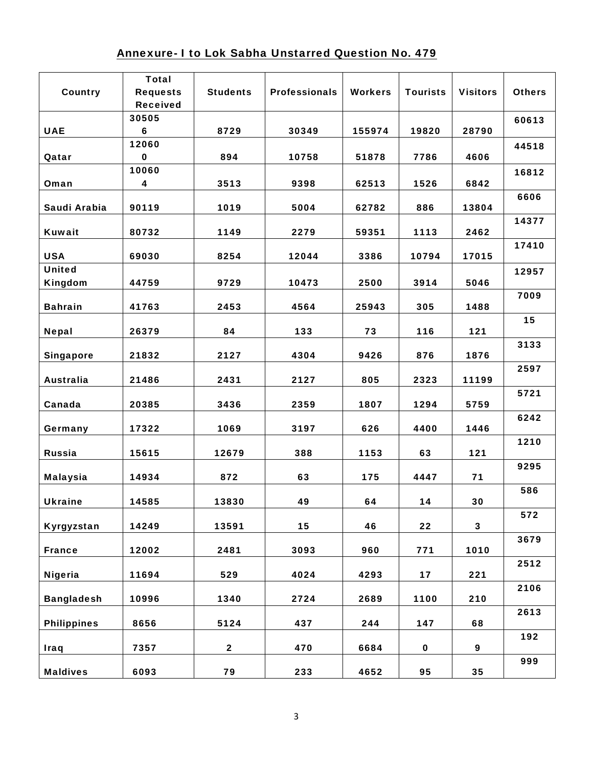## Annexure- I to Lok Sabha Unstarred Question No. 479

| Country | Total Requests Received | Students | Professionals | Workers | Tourists | Visitors | Others |
|---|---|---|---|---|---|---|---|
| UAE | 305056 | 8729 | 30349 | 155974 | 19820 | 28790 | 60613 |
| Qatar | 120600 | 894 | 10758 | 51878 | 7786 | 4606 | 44518 |
| Oman | 100604 | 3513 | 9398 | 62513 | 1526 | 6842 | 16812 |
| Saudi Arabia | 90119 | 1019 | 5004 | 62782 | 886 | 13804 | 6606 |
| Kuwait | 80732 | 1149 | 2279 | 59351 | 1113 | 2462 | 14377 |
| USA | 69030 | 8254 | 12044 | 3386 | 10794 | 17015 | 17410 |
| United Kingdom | 44759 | 9729 | 10473 | 2500 | 3914 | 5046 | 12957 |
| Bahrain | 41763 | 2453 | 4564 | 25943 | 305 | 1488 | 7009 |
| Nepal | 26379 | 84 | 133 | 73 | 116 | 121 | 15 |
| Singapore | 21832 | 2127 | 4304 | 9426 | 876 | 1876 | 3133 |
| Australia | 21486 | 2431 | 2127 | 805 | 2323 | 11199 | 2597 |
| Canada | 20385 | 3436 | 2359 | 1807 | 1294 | 5759 | 5721 |
| Germany | 17322 | 1069 | 3197 | 626 | 4400 | 1446 | 6242 |
| Russia | 15615 | 12679 | 388 | 1153 | 63 | 121 | 1210 |
| Malaysia | 14934 | 872 | 63 | 175 | 4447 | 71 | 9295 |
| Ukraine | 14585 | 13830 | 49 | 64 | 14 | 30 | 586 |
| Kyrgyzstan | 14249 | 13591 | 15 | 46 | 22 | 3 | 572 |
| France | 12002 | 2481 | 3093 | 960 | 771 | 1010 | 3679 |
| Nigeria | 11694 | 529 | 4024 | 4293 | 17 | 221 | 2512 |
| Bangladesh | 10996 | 1340 | 2724 | 2689 | 1100 | 210 | 2106 |
| Philippines | 8656 | 5124 | 437 | 244 | 147 | 68 | 2613 |
| Iraq | 7357 | 2 | 470 | 6684 | 0 | 9 | 192 |
| Maldives | 6093 | 79 | 233 | 4652 | 95 | 35 | 999 |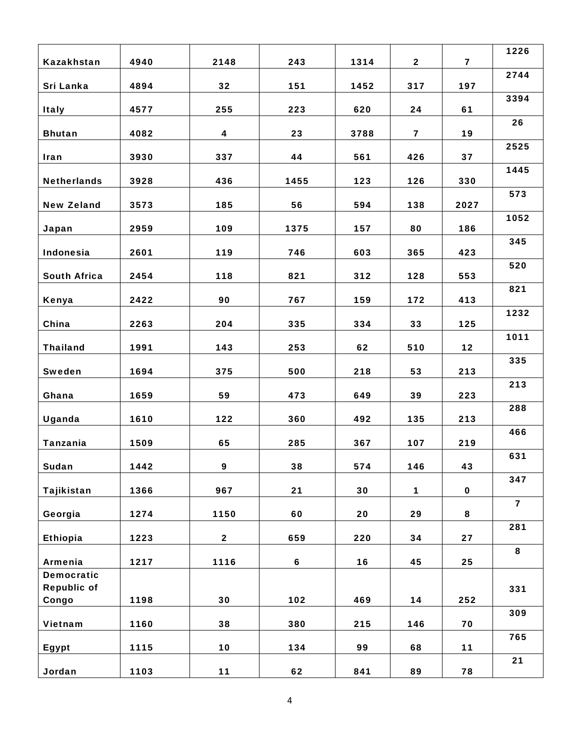|  |  |  |  |  |  |  |  |
|---|---|---|---|---|---|---|---|
| Kazakhstan | 4940 | 2148 | 243 | 1314 | 2 | 7 | 1226 |
| Sri Lanka | 4894 | 32 | 151 | 1452 | 317 | 197 | 2744 |
| Italy | 4577 | 255 | 223 | 620 | 24 | 61 | 3394 |
| Bhutan | 4082 | 4 | 23 | 3788 | 7 | 19 | 26 |
| Iran | 3930 | 337 | 44 | 561 | 426 | 37 | 2525 |
| Netherlands | 3928 | 436 | 1455 | 123 | 126 | 330 | 1445 |
| New Zeland | 3573 | 185 | 56 | 594 | 138 | 2027 | 573 |
| Japan | 2959 | 109 | 1375 | 157 | 80 | 186 | 1052 |
| Indonesia | 2601 | 119 | 746 | 603 | 365 | 423 | 345 |
| South Africa | 2454 | 118 | 821 | 312 | 128 | 553 | 520 |
| Kenya | 2422 | 90 | 767 | 159 | 172 | 413 | 821 |
| China | 2263 | 204 | 335 | 334 | 33 | 125 | 1232 |
| Thailand | 1991 | 143 | 253 | 62 | 510 | 12 | 1011 |
| Sweden | 1694 | 375 | 500 | 218 | 53 | 213 | 335 |
| Ghana | 1659 | 59 | 473 | 649 | 39 | 223 | 213 |
| Uganda | 1610 | 122 | 360 | 492 | 135 | 213 | 288 |
| Tanzania | 1509 | 65 | 285 | 367 | 107 | 219 | 466 |
| Sudan | 1442 | 9 | 38 | 574 | 146 | 43 | 631 |
| Tajikistan | 1366 | 967 | 21 | 30 | 1 | 0 | 347 |
| Georgia | 1274 | 1150 | 60 | 20 | 29 | 8 | 7 |
| Ethiopia | 1223 | 2 | 659 | 220 | 34 | 27 | 281 |
| Armenia | 1217 | 1116 | 6 | 16 | 45 | 25 | 8 |
| Democratic Republic of Congo | 1198 | 30 | 102 | 469 | 14 | 252 | 331 |
| Vietnam | 1160 | 38 | 380 | 215 | 146 | 70 | 309 |
| Egypt | 1115 | 10 | 134 | 99 | 68 | 11 | 765 |
| Jordan | 1103 | 11 | 62 | 841 | 89 | 78 | 21 |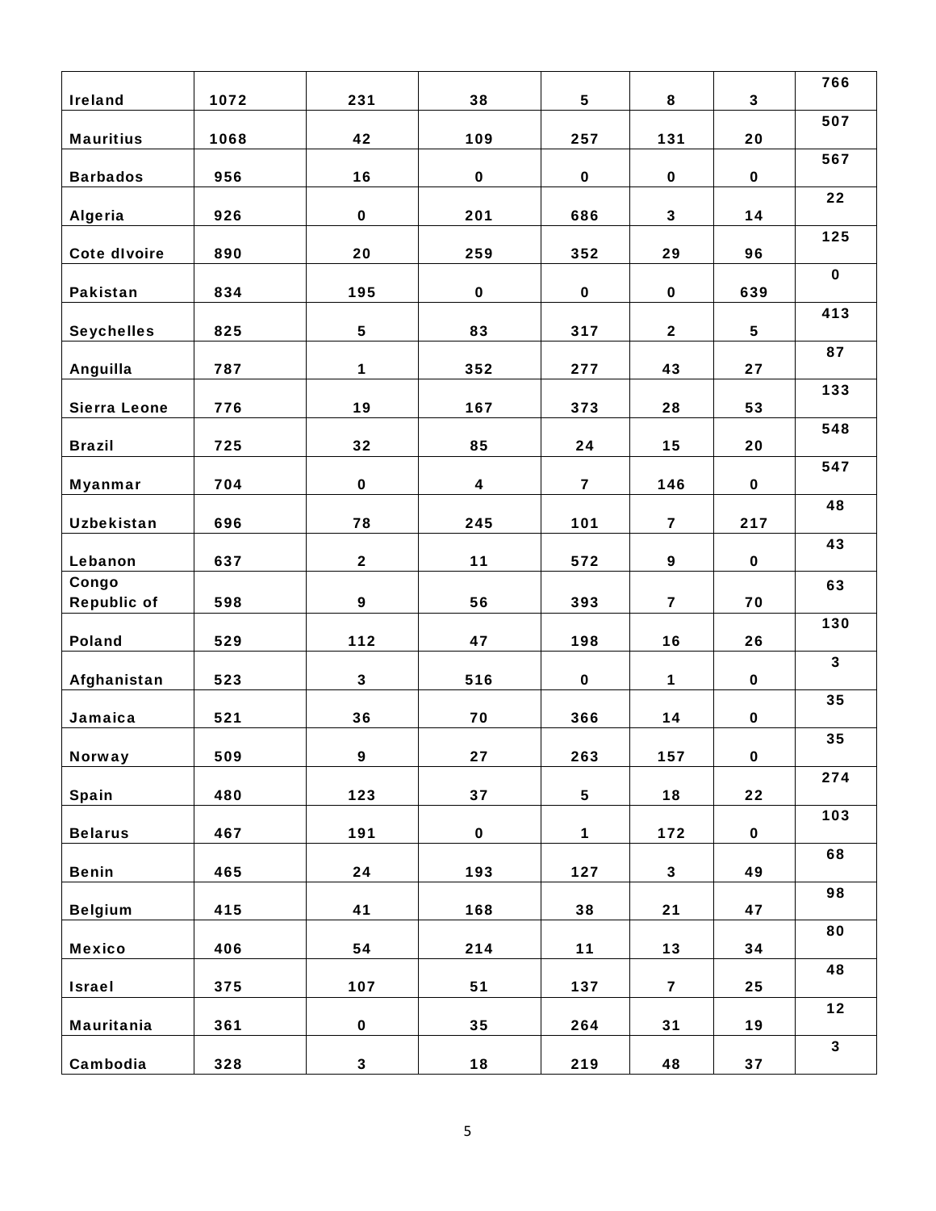| | | | | | | | |
|---|---|---|---|---|---|---|---|
| Ireland | 1072 | 231 | 38 | 5 | 8 | 3 | 766 |
| Mauritius | 1068 | 42 | 109 | 257 | 131 | 20 | 507 |
| Barbados | 956 | 16 | 0 | 0 | 0 | 0 | 567 |
| Algeria | 926 | 0 | 201 | 686 | 3 | 14 | 22 |
| Cote dIvoire | 890 | 20 | 259 | 352 | 29 | 96 | 125 |
| Pakistan | 834 | 195 | 0 | 0 | 0 | 639 | 0 |
| Seychelles | 825 | 5 | 83 | 317 | 2 | 5 | 413 |
| Anguilla | 787 | 1 | 352 | 277 | 43 | 27 | 87 |
| Sierra Leone | 776 | 19 | 167 | 373 | 28 | 53 | 133 |
| Brazil | 725 | 32 | 85 | 24 | 15 | 20 | 548 |
| Myanmar | 704 | 0 | 4 | 7 | 146 | 0 | 547 |
| Uzbekistan | 696 | 78 | 245 | 101 | 7 | 217 | 48 |
| Lebanon | 637 | 2 | 11 | 572 | 9 | 0 | 43 |
| Congo Republic of | 598 | 9 | 56 | 393 | 7 | 70 | 63 |
| Poland | 529 | 112 | 47 | 198 | 16 | 26 | 130 |
| Afghanistan | 523 | 3 | 516 | 0 | 1 | 0 | 3 |
| Jamaica | 521 | 36 | 70 | 366 | 14 | 0 | 35 |
| Norway | 509 | 9 | 27 | 263 | 157 | 0 | 35 |
| Spain | 480 | 123 | 37 | 5 | 18 | 22 | 274 |
| Belarus | 467 | 191 | 0 | 1 | 172 | 0 | 103 |
| Benin | 465 | 24 | 193 | 127 | 3 | 49 | 68 |
| Belgium | 415 | 41 | 168 | 38 | 21 | 47 | 98 |
| Mexico | 406 | 54 | 214 | 11 | 13 | 34 | 80 |
| Israel | 375 | 107 | 51 | 137 | 7 | 25 | 48 |
| Mauritania | 361 | 0 | 35 | 264 | 31 | 19 | 12 |
| Cambodia | 328 | 3 | 18 | 219 | 48 | 37 | 3 |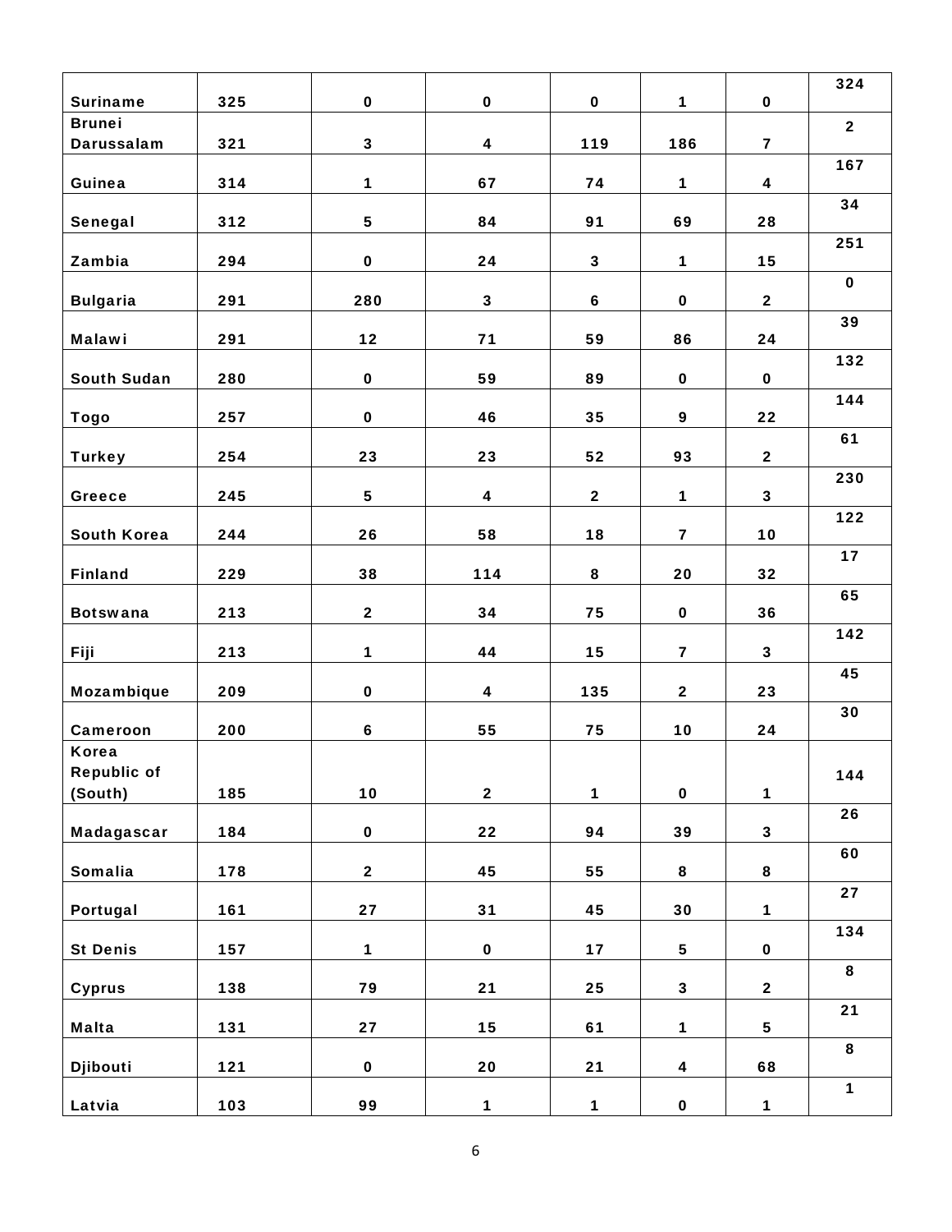| | | | | | | | |
|---|---|---|---|---|---|---|---|
| Suriname | 325 | 0 | 0 | 0 | 1 | 0 | 324 |
| Brunei Darussalam | 321 | 3 | 4 | 119 | 186 | 7 | 2 |
| Guinea | 314 | 1 | 67 | 74 | 1 | 4 | 167 |
| Senegal | 312 | 5 | 84 | 91 | 69 | 28 | 34 |
| Zambia | 294 | 0 | 24 | 3 | 1 | 15 | 251 |
| Bulgaria | 291 | 280 | 3 | 6 | 0 | 2 | 0 |
| Malawi | 291 | 12 | 71 | 59 | 86 | 24 | 39 |
| South Sudan | 280 | 0 | 59 | 89 | 0 | 0 | 132 |
| Togo | 257 | 0 | 46 | 35 | 9 | 22 | 144 |
| Turkey | 254 | 23 | 23 | 52 | 93 | 2 | 61 |
| Greece | 245 | 5 | 4 | 2 | 1 | 3 | 230 |
| South Korea | 244 | 26 | 58 | 18 | 7 | 10 | 122 |
| Finland | 229 | 38 | 114 | 8 | 20 | 32 | 17 |
| Botswana | 213 | 2 | 34 | 75 | 0 | 36 | 65 |
| Fiji | 213 | 1 | 44 | 15 | 7 | 3 | 142 |
| Mozambique | 209 | 0 | 4 | 135 | 2 | 23 | 45 |
| Cameroon | 200 | 6 | 55 | 75 | 10 | 24 | 30 |
| Korea Republic of (South) | 185 | 10 | 2 | 1 | 0 | 1 | 144 |
| Madagascar | 184 | 0 | 22 | 94 | 39 | 3 | 26 |
| Somalia | 178 | 2 | 45 | 55 | 8 | 8 | 60 |
| Portugal | 161 | 27 | 31 | 45 | 30 | 1 | 27 |
| St Denis | 157 | 1 | 0 | 17 | 5 | 0 | 134 |
| Cyprus | 138 | 79 | 21 | 25 | 3 | 2 | 8 |
| Malta | 131 | 27 | 15 | 61 | 1 | 5 | 21 |
| Djibouti | 121 | 0 | 20 | 21 | 4 | 68 | 8 |
| Latvia | 103 | 99 | 1 | 1 | 0 | 1 | 1 |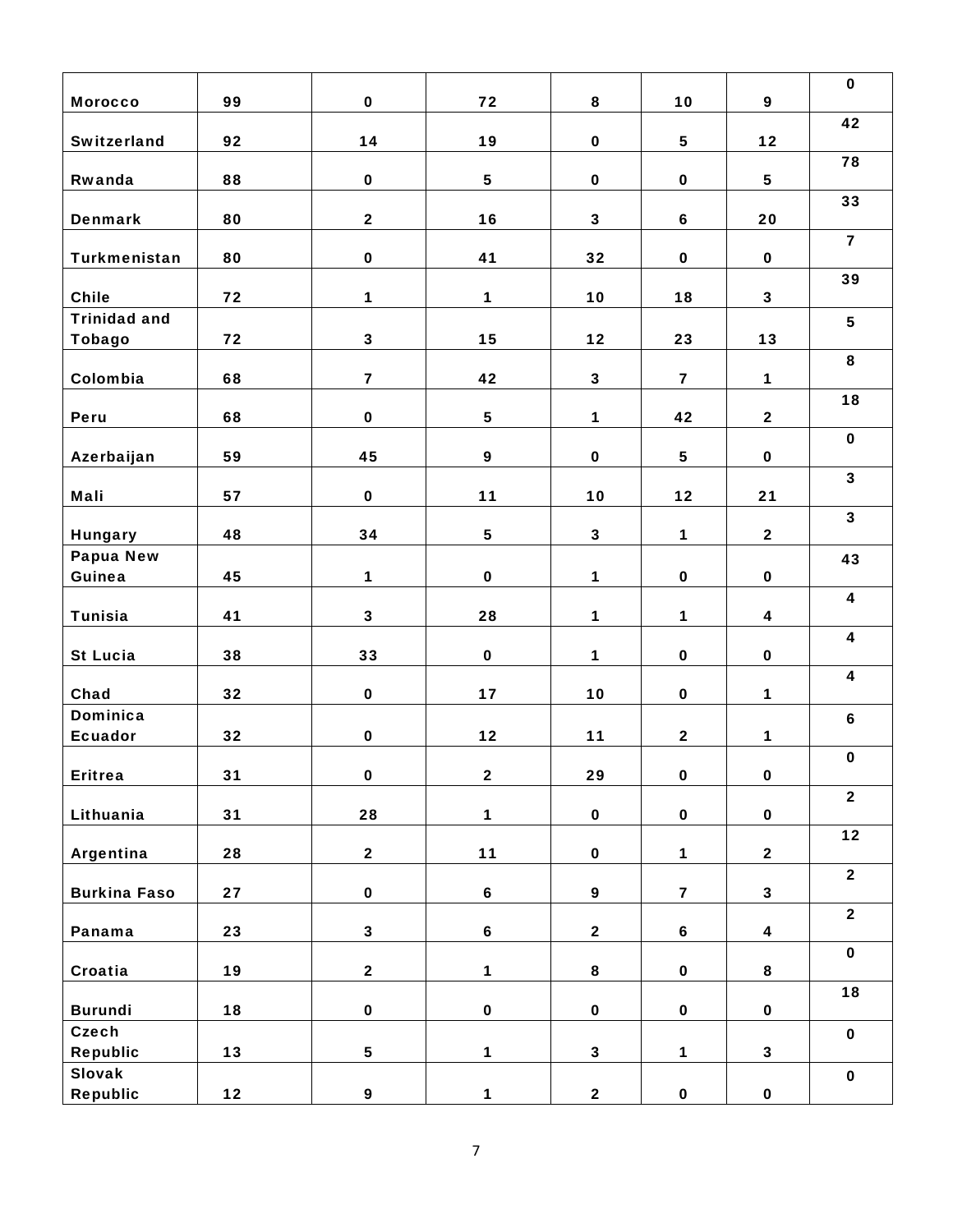| | | | | | | | |
|---|---|---|---|---|---|---|---|
| Morocco | 99 | 0 | 72 | 8 | 10 | 9 | 0 |
| Switzerland | 92 | 14 | 19 | 0 | 5 | 12 | 42 |
| Rwanda | 88 | 0 | 5 | 0 | 0 | 5 | 78 |
| Denmark | 80 | 2 | 16 | 3 | 6 | 20 | 33 |
| Turkmenistan | 80 | 0 | 41 | 32 | 0 | 0 | 7 |
| Chile | 72 | 1 | 1 | 10 | 18 | 3 | 39 |
| Trinidad and Tobago | 72 | 3 | 15 | 12 | 23 | 13 | 5 |
| Colombia | 68 | 7 | 42 | 3 | 7 | 1 | 8 |
| Peru | 68 | 0 | 5 | 1 | 42 | 2 | 18 |
| Azerbaijan | 59 | 45 | 9 | 0 | 5 | 0 | 0 |
| Mali | 57 | 0 | 11 | 10 | 12 | 21 | 3 |
| Hungary | 48 | 34 | 5 | 3 | 1 | 2 | 3 |
| Papua New Guinea | 45 | 1 | 0 | 1 | 0 | 0 | 43 |
| Tunisia | 41 | 3 | 28 | 1 | 1 | 4 | 4 |
| St Lucia | 38 | 33 | 0 | 1 | 0 | 0 | 4 |
| Chad | 32 | 0 | 17 | 10 | 0 | 1 | 4 |
| Dominica Ecuador | 32 | 0 | 12 | 11 | 2 | 1 | 6 |
| Eritrea | 31 | 0 | 2 | 29 | 0 | 0 | 0 |
| Lithuania | 31 | 28 | 1 | 0 | 0 | 0 | 2 |
| Argentina | 28 | 2 | 11 | 0 | 1 | 2 | 12 |
| Burkina Faso | 27 | 0 | 6 | 9 | 7 | 3 | 2 |
| Panama | 23 | 3 | 6 | 2 | 6 | 4 | 2 |
| Croatia | 19 | 2 | 1 | 8 | 0 | 8 | 0 |
| Burundi | 18 | 0 | 0 | 0 | 0 | 0 | 18 |
| Czech Republic | 13 | 5 | 1 | 3 | 1 | 3 | 0 |
| Slovak Republic | 12 | 9 | 1 | 2 | 0 | 0 | 0 |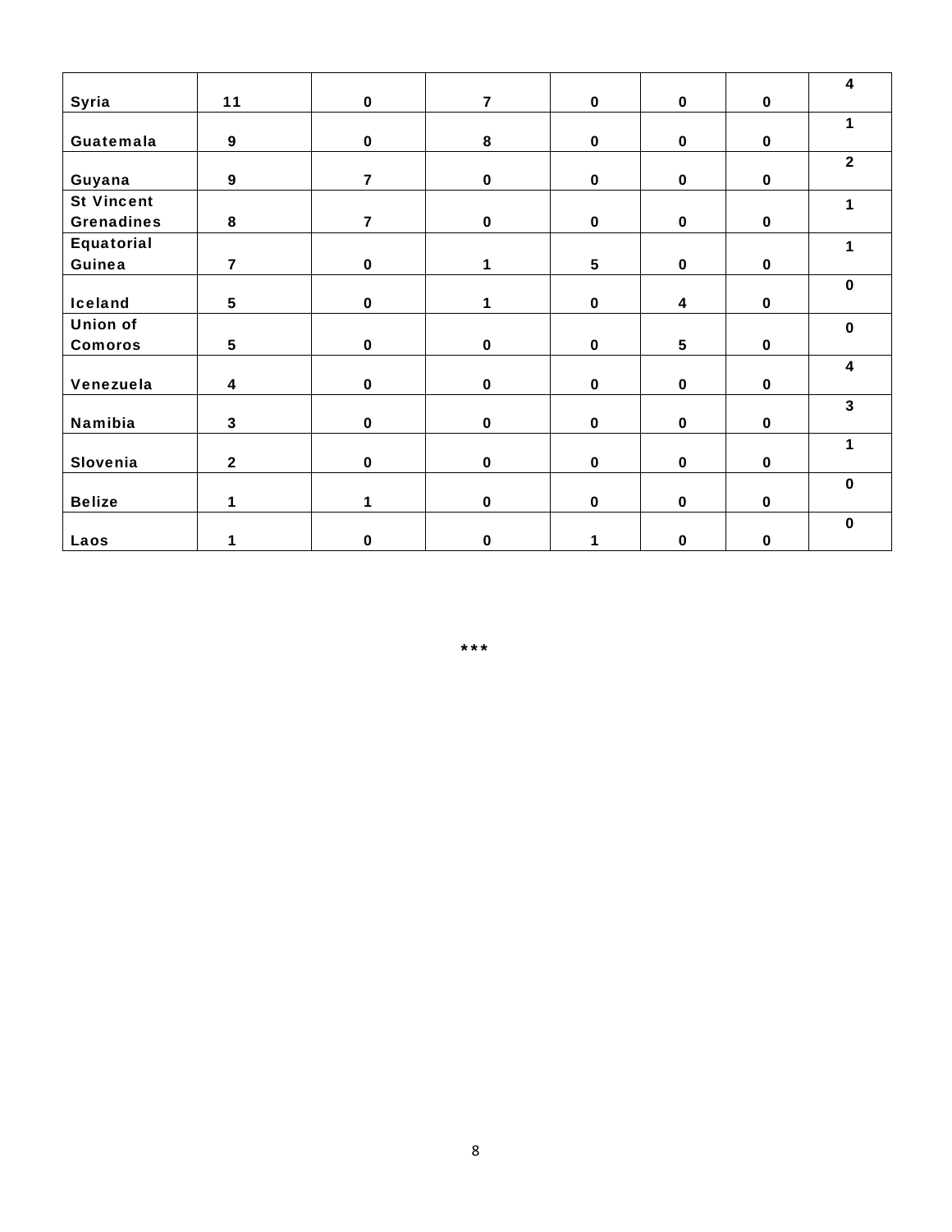| | | | | | | | |
|---|---|---|---|---|---|---|---|
| Syria | 11 | 0 | 7 | 0 | 0 | 0 | 4 |
| Guatemala | 9 | 0 | 8 | 0 | 0 | 0 | 1 |
| Guyana | 9 | 7 | 0 | 0 | 0 | 0 | 2 |
| St Vincent Grenadines | 8 | 7 | 0 | 0 | 0 | 0 | 1 |
| Equatorial Guinea | 7 | 0 | 1 | 5 | 0 | 0 | 1 |
| Iceland | 5 | 0 | 1 | 0 | 4 | 0 | 0 |
| Union of Comoros | 5 | 0 | 0 | 0 | 5 | 0 | 0 |
| Venezuela | 4 | 0 | 0 | 0 | 0 | 0 | 4 |
| Namibia | 3 | 0 | 0 | 0 | 0 | 0 | 3 |
| Slovenia | 2 | 0 | 0 | 0 | 0 | 0 | 1 |
| Belize | 1 | 1 | 0 | 0 | 0 | 0 | 0 |
| Laos | 1 | 0 | 0 | 1 | 0 | 0 | 0 |

***